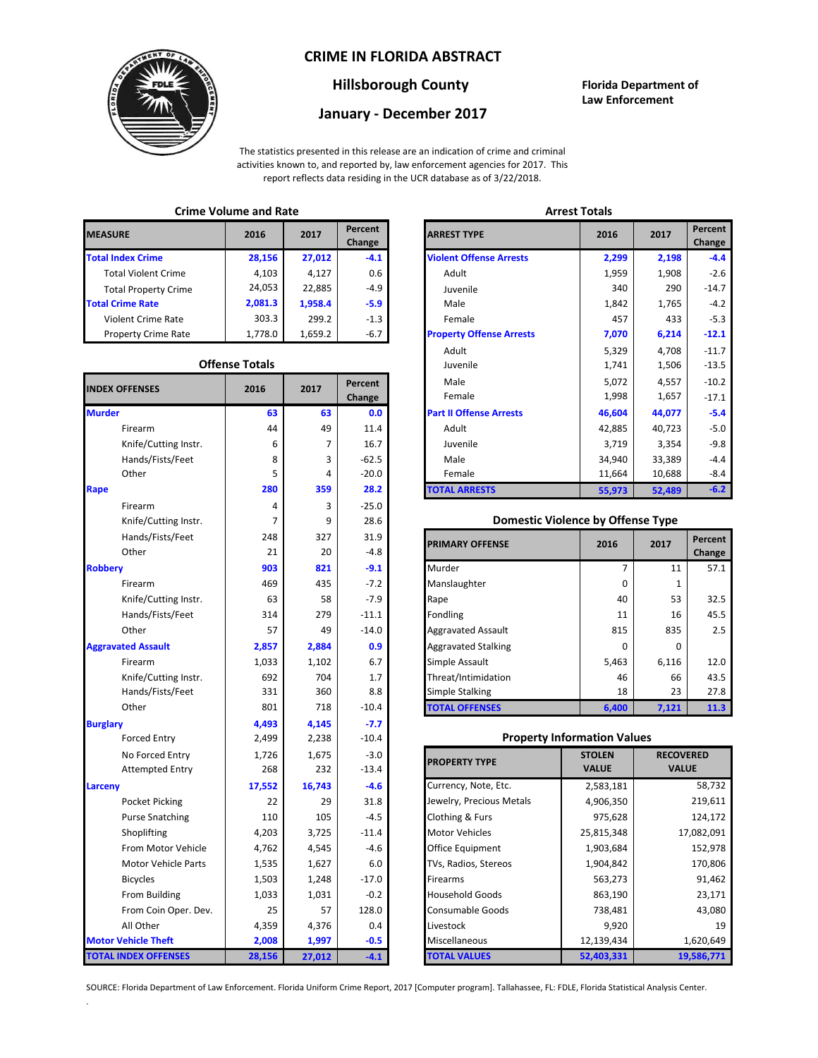# CRIME IN FLORIDA ABSTRACT

## Hillsborough County

## January - December 2017

**Florida Department of Law Enforcement**

The statistics presented in this release are an indication of crime and criminal activities known to, and reported by, law enforcement agencies for 2017. This report reflects data residing in the UCR database as of 3/22/2018.

### Crime Volume and Rate

| MEASURE | 2016 | 2017 | Percent Change |
|---|---|---|---|
| **Total Index Crime** | **28,156** | **27,012** | **-4.1** |
| Total Violent Crime | 4,103 | 4,127 | 0.6 |
| Total Property Crime | 24,053 | 22,885 | -4.9 |
| **Total Crime Rate** | **2,081.3** | **1,958.4** | **-5.9** |
| Violent Crime Rate | 303.3 | 299.2 | -1.3 |
| Property Crime Rate | 1,778.0 | 1,659.2 | -6.7 |

### Offense Totals

| INDEX OFFENSES | 2016 | 2017 | Percent Change |
|---|---|---|---|
| **Murder** | **63** | **63** | **0.0** |
| Firearm | 44 | 49 | 11.4 |
| Knife/Cutting Instr. | 6 | 7 | 16.7 |
| Hands/Fists/Feet | 8 | 3 | -62.5 |
| Other | 5 | 4 | -20.0 |
| **Rape** | **280** | **359** | **28.2** |
| Firearm | 4 | 3 | -25.0 |
| Knife/Cutting Instr. | 7 | 9 | 28.6 |
| Hands/Fists/Feet | 248 | 327 | 31.9 |
| Other | 21 | 20 | -4.8 |
| **Robbery** | **903** | **821** | **-9.1** |
| Firearm | 469 | 435 | -7.2 |
| Knife/Cutting Instr. | 63 | 58 | -7.9 |
| Hands/Fists/Feet | 314 | 279 | -11.1 |
| Other | 57 | 49 | -14.0 |
| **Aggravated Assault** | **2,857** | **2,884** | **0.9** |
| Firearm | 1,033 | 1,102 | 6.7 |
| Knife/Cutting Instr. | 692 | 704 | 1.7 |
| Hands/Fists/Feet | 331 | 360 | 8.8 |
| Other | 801 | 718 | -10.4 |
| **Burglary** | **4,493** | **4,145** | **-7.7** |
| Forced Entry | 2,499 | 2,238 | -10.4 |
| No Forced Entry | 1,726 | 1,675 | -3.0 |
| Attempted Entry | 268 | 232 | -13.4 |
| **Larceny** | **17,552** | **16,743** | **-4.6** |
| Pocket Picking | 22 | 29 | 31.8 |
| Purse Snatching | 110 | 105 | -4.5 |
| Shoplifting | 4,203 | 3,725 | -11.4 |
| From Motor Vehicle | 4,762 | 4,545 | -4.6 |
| Motor Vehicle Parts | 1,535 | 1,627 | 6.0 |
| Bicycles | 1,503 | 1,248 | -17.0 |
| From Building | 1,033 | 1,031 | -0.2 |
| From Coin Oper. Dev. | 25 | 57 | 128.0 |
| All Other | 4,359 | 4,376 | 0.4 |
| **Motor Vehicle Theft** | **2,008** | **1,997** | **-0.5** |
| **TOTAL INDEX OFFENSES** | **28,156** | **27,012** | **-4.1** |

### Arrest Totals

| ARREST TYPE | 2016 | 2017 | Percent Change |
|---|---|---|---|
| **Violent Offense Arrests** | **2,299** | **2,198** | **-4.4** |
| Adult | 1,959 | 1,908 | -2.6 |
| Juvenile | 340 | 290 | -14.7 |
| Male | 1,842 | 1,765 | -4.2 |
| Female | 457 | 433 | -5.3 |
| **Property Offense Arrests** | **7,070** | **6,214** | **-12.1** |
| Adult | 5,329 | 4,708 | -11.7 |
| Juvenile | 1,741 | 1,506 | -13.5 |
| Male | 5,072 | 4,557 | -10.2 |
| Female | 1,998 | 1,657 | -17.1 |
| **Part II Offense Arrests** | **46,604** | **44,077** | **-5.4** |
| Adult | 42,885 | 40,723 | -5.0 |
| Juvenile | 3,719 | 3,354 | -9.8 |
| Male | 34,940 | 33,389 | -4.4 |
| Female | 11,664 | 10,688 | -8.4 |
| **TOTAL ARRESTS** | **55,973** | **52,489** | **-6.2** |

### Domestic Violence by Offense Type

| PRIMARY OFFENSE | 2016 | 2017 | Percent Change |
|---|---|---|---|
| Murder | 7 | 11 | 57.1 |
| Manslaughter | 0 | 1 | |
| Rape | 40 | 53 | 32.5 |
| Fondling | 11 | 16 | 45.5 |
| Aggravated Assault | 815 | 835 | 2.5 |
| Aggravated Stalking | 0 | 0 | |
| Simple Assault | 5,463 | 6,116 | 12.0 |
| Threat/Intimidation | 46 | 66 | 43.5 |
| Simple Stalking | 18 | 23 | 27.8 |
| **TOTAL OFFENSES** | **6,400** | **7,121** | **11.3** |

### Property Information Values

| PROPERTY TYPE | STOLEN VALUE | RECOVERED VALUE |
|---|---|---|
| Currency, Note, Etc. | 2,583,181 | 58,732 |
| Jewelry, Precious Metals | 4,906,350 | 219,611 |
| Clothing & Furs | 975,628 | 124,172 |
| Motor Vehicles | 25,815,348 | 17,082,091 |
| Office Equipment | 1,903,684 | 152,978 |
| TVs, Radios, Stereos | 1,904,842 | 170,806 |
| Firearms | 563,273 | 91,462 |
| Household Goods | 863,190 | 23,171 |
| Consumable Goods | 738,481 | 43,080 |
| Livestock | 9,920 | 19 |
| Miscellaneous | 12,139,434 | 1,620,649 |
| **TOTAL VALUES** | **52,403,331** | **19,586,771** |

SOURCE: Florida Department of Law Enforcement. Florida Uniform Crime Report, 2017 [Computer program]. Tallahassee, FL: FDLE, Florida Statistical Analysis Center.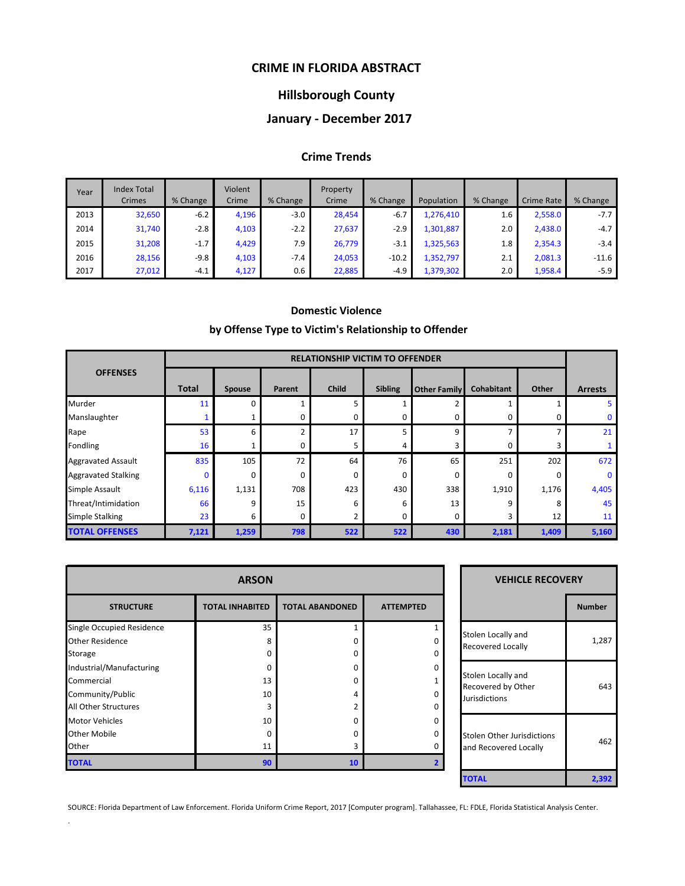# CRIME IN FLORIDA ABSTRACT

## Hillsborough County

## January - December 2017

### Crime Trends

| Year | Index Total Crimes | % Change | Violent Crime | % Change | Property Crime | % Change | Population | % Change | Crime Rate | % Change |
|---|---|---|---|---|---|---|---|---|---|---|
| 2013 | 32,650 | -6.2 | 4,196 | -3.0 | 28,454 | -6.7 | 1,276,410 | 1.6 | 2,558.0 | -7.7 |
| 2014 | 31,740 | -2.8 | 4,103 | -2.2 | 27,637 | -2.9 | 1,301,887 | 2.0 | 2,438.0 | -4.7 |
| 2015 | 31,208 | -1.7 | 4,429 | 7.9 | 26,779 | -3.1 | 1,325,563 | 1.8 | 2,354.3 | -3.4 |
| 2016 | 28,156 | -9.8 | 4,103 | -7.4 | 24,053 | -10.2 | 1,352,797 | 2.1 | 2,081.3 | -11.6 |
| 2017 | 27,012 | -4.1 | 4,127 | 0.6 | 22,885 | -4.9 | 1,379,302 | 2.0 | 1,958.4 | -5.9 |

### Domestic Violence

### by Offense Type to Victim's Relationship to Offender

| OFFENSES | RELATIONSHIP VICTIM TO OFFENDER | | | | | | | | |
|---|---|---|---|---|---|---|---|---|---|
| | Total | Spouse | Parent | Child | Sibling | Other Family | Cohabitant | Other | Arrests |
| Murder | 11 | 0 | 1 | 5 | 1 | 2 | 1 | 1 | 5 |
| Manslaughter | 1 | 1 | 0 | 0 | 0 | 0 | 0 | 0 | 0 |
| Rape | 53 | 6 | 2 | 17 | 5 | 9 | 7 | 7 | 21 |
| Fondling | 16 | 1 | 0 | 5 | 4 | 3 | 0 | 3 | 1 |
| Aggravated Assault | 835 | 105 | 72 | 64 | 76 | 65 | 251 | 202 | 672 |
| Aggravated Stalking | 0 | 0 | 0 | 0 | 0 | 0 | 0 | 0 | 0 |
| Simple Assault | 6,116 | 1,131 | 708 | 423 | 430 | 338 | 1,910 | 1,176 | 4,405 |
| Threat/Intimidation | 66 | 9 | 15 | 6 | 6 | 13 | 9 | 8 | 45 |
| Simple Stalking | 23 | 6 | 0 | 2 | 0 | 0 | 3 | 12 | 11 |
| **TOTAL OFFENSES** | **7,121** | **1,259** | **798** | **522** | **522** | **430** | **2,181** | **1,409** | **5,160** |

| ARSON | | | |
|---|---|---|---|
| STRUCTURE | TOTAL INHABITED | TOTAL ABANDONED | ATTEMPTED |
| Single Occupied Residence | 35 | 1 | 1 |
| Other Residence | 8 | 0 | 0 |
| Storage | 0 | 0 | 0 |
| Industrial/Manufacturing | 0 | 0 | 0 |
| Commercial | 13 | 0 | 1 |
| Community/Public | 10 | 4 | 0 |
| All Other Structures | 3 | 2 | 0 |
| Motor Vehicles | 10 | 0 | 0 |
| Other Mobile | 0 | 0 | 0 |
| Other | 11 | 3 | 0 |
| **TOTAL** | **90** | **10** | **2** |

| VEHICLE RECOVERY | |
|---|---|
| | Number |
| Stolen Locally and Recovered Locally | 1,287 |
| Stolen Locally and Recovered by Other Jurisdictions | 643 |
| Stolen Other Jurisdictions and Recovered Locally | 462 |
| **TOTAL** | **2,392** |

SOURCE: Florida Department of Law Enforcement. Florida Uniform Crime Report, 2017 [Computer program]. Tallahassee, FL: FDLE, Florida Statistical Analysis Center.